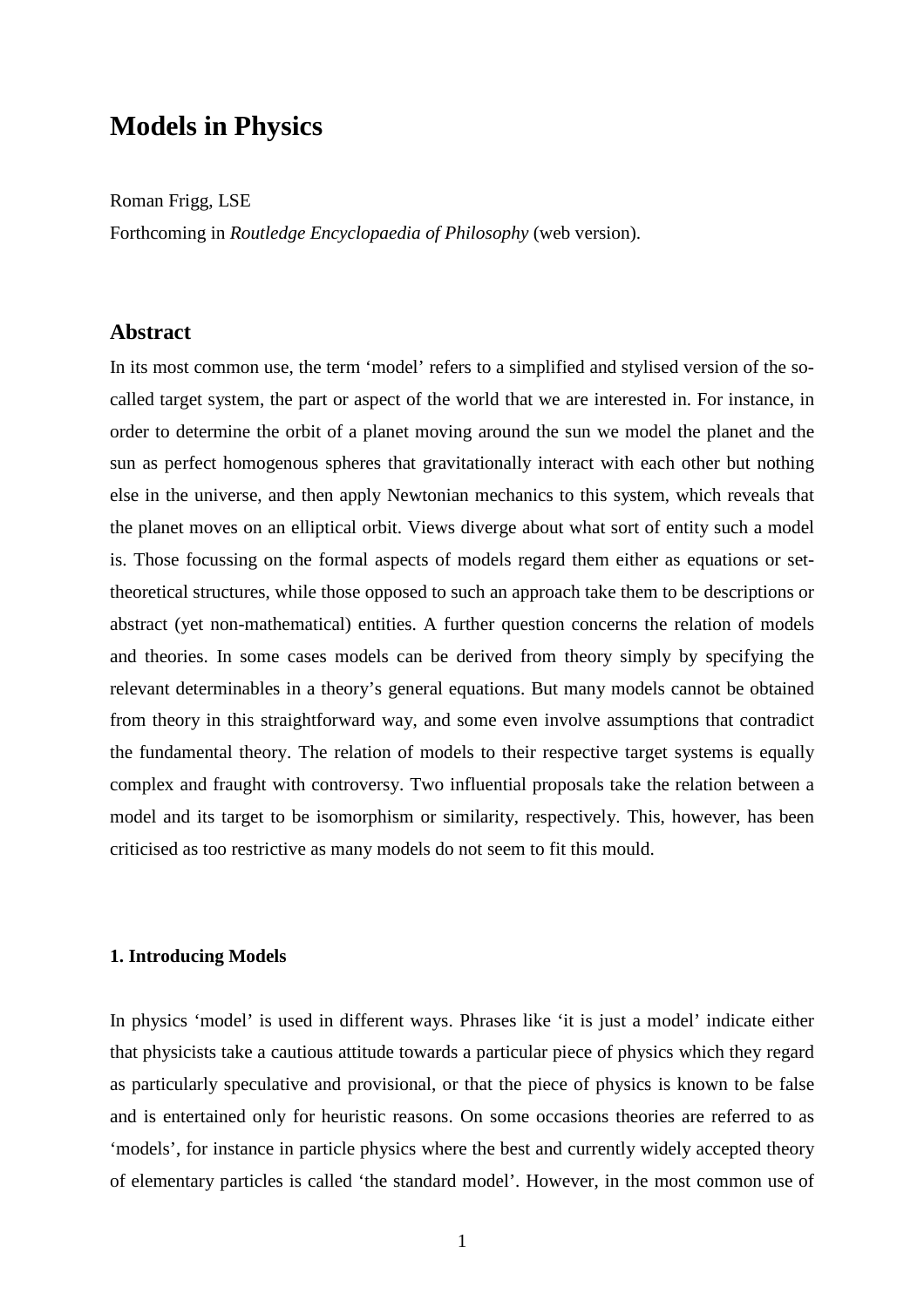# Models in Physics

Roman Frigg, LSE

Forthcoming in *Routledge Encyclopaedia of Philosophy* (web version).

## Abstract

In its most common use, the term 'model' refers to a simplified and stylised version of the so-called target system, the part or aspect of the world that we are interested in. For instance, in order to determine the orbit of a planet moving around the sun we model the planet and the sun as perfect homogenous spheres that gravitationally interact with each other but nothing else in the universe, and then apply Newtonian mechanics to this system, which reveals that the planet moves on an elliptical orbit. Views diverge about what sort of entity such a model is. Those focussing on the formal aspects of models regard them either as equations or set-theoretical structures, while those opposed to such an approach take them to be descriptions or abstract (yet non-mathematical) entities. A further question concerns the relation of models and theories. In some cases models can be derived from theory simply by specifying the relevant determinables in a theory's general equations. But many models cannot be obtained from theory in this straightforward way, and some even involve assumptions that contradict the fundamental theory. The relation of models to their respective target systems is equally complex and fraught with controversy. Two influential proposals take the relation between a model and its target to be isomorphism or similarity, respectively. This, however, has been criticised as too restrictive as many models do not seem to fit this mould.

#### 1. Introducing Models

In physics 'model' is used in different ways. Phrases like 'it is just a model' indicate either that physicists take a cautious attitude towards a particular piece of physics which they regard as particularly speculative and provisional, or that the piece of physics is known to be false and is entertained only for heuristic reasons. On some occasions theories are referred to as 'models', for instance in particle physics where the best and currently widely accepted theory of elementary particles is called 'the standard model'. However, in the most common use of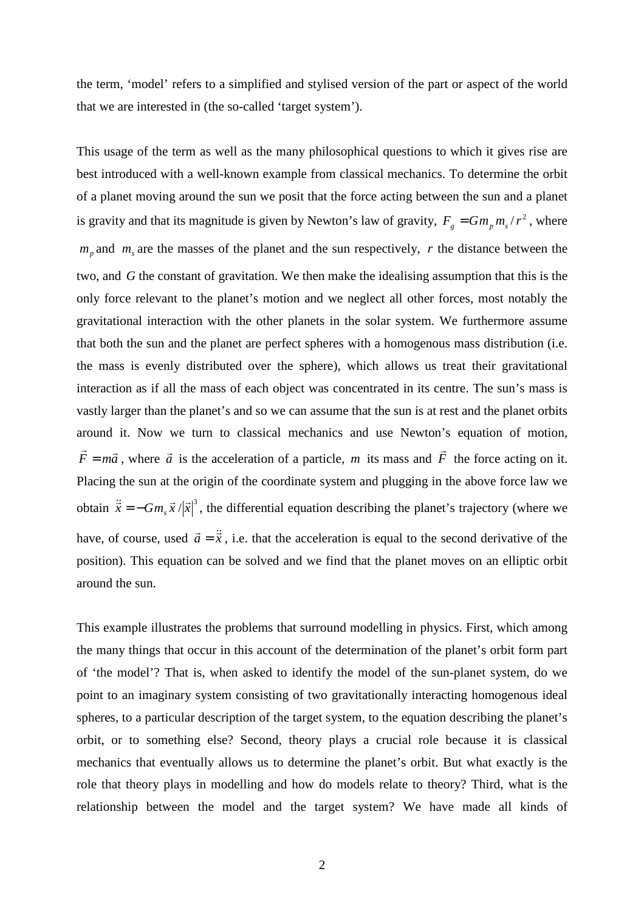the term, 'model' refers to a simplified and stylised version of the part or aspect of the world that we are interested in (the so-called 'target system').

This usage of the term as well as the many philosophical questions to which it gives rise are best introduced with a well-known example from classical mechanics. To determine the orbit of a planet moving around the sun we posit that the force acting between the sun and a planet is gravity and that its magnitude is given by Newton's law of gravity, $F_g = Gm_p m_s / r^2$, where $m_p$ and $m_s$ are the masses of the planet and the sun respectively, $r$ the distance between the two, and $G$ the constant of gravitation. We then make the idealising assumption that this is the only force relevant to the planet's motion and we neglect all other forces, most notably the gravitational interaction with the other planets in the solar system. We furthermore assume that both the sun and the planet are perfect spheres with a homogenous mass distribution (i.e. the mass is evenly distributed over the sphere), which allows us treat their gravitational interaction as if all the mass of each object was concentrated in its centre. The sun's mass is vastly larger than the planet's and so we can assume that the sun is at rest and the planet orbits around it. Now we turn to classical mechanics and use Newton's equation of motion, $\vec{F} = m\vec{a}$, where $\vec{a}$ is the acceleration of a particle, $m$ its mass and $\vec{F}$ the force acting on it. Placing the sun at the origin of the coordinate system and plugging in the above force law we obtain $\ddot{\vec{x}} = -Gm_s \vec{x} / |\vec{x}|^3$, the differential equation describing the planet's trajectory (where we have, of course, used $\vec{a} = \ddot{\vec{x}}$, i.e. that the acceleration is equal to the second derivative of the position). This equation can be solved and we find that the planet moves on an elliptic orbit around the sun.

This example illustrates the problems that surround modelling in physics. First, which among the many things that occur in this account of the determination of the planet's orbit form part of 'the model'? That is, when asked to identify the model of the sun-planet system, do we point to an imaginary system consisting of two gravitationally interacting homogenous ideal spheres, to a particular description of the target system, to the equation describing the planet's orbit, or to something else? Second, theory plays a crucial role because it is classical mechanics that eventually allows us to determine the planet's orbit. But what exactly is the role that theory plays in modelling and how do models relate to theory? Third, what is the relationship between the model and the target system? We have made all kinds of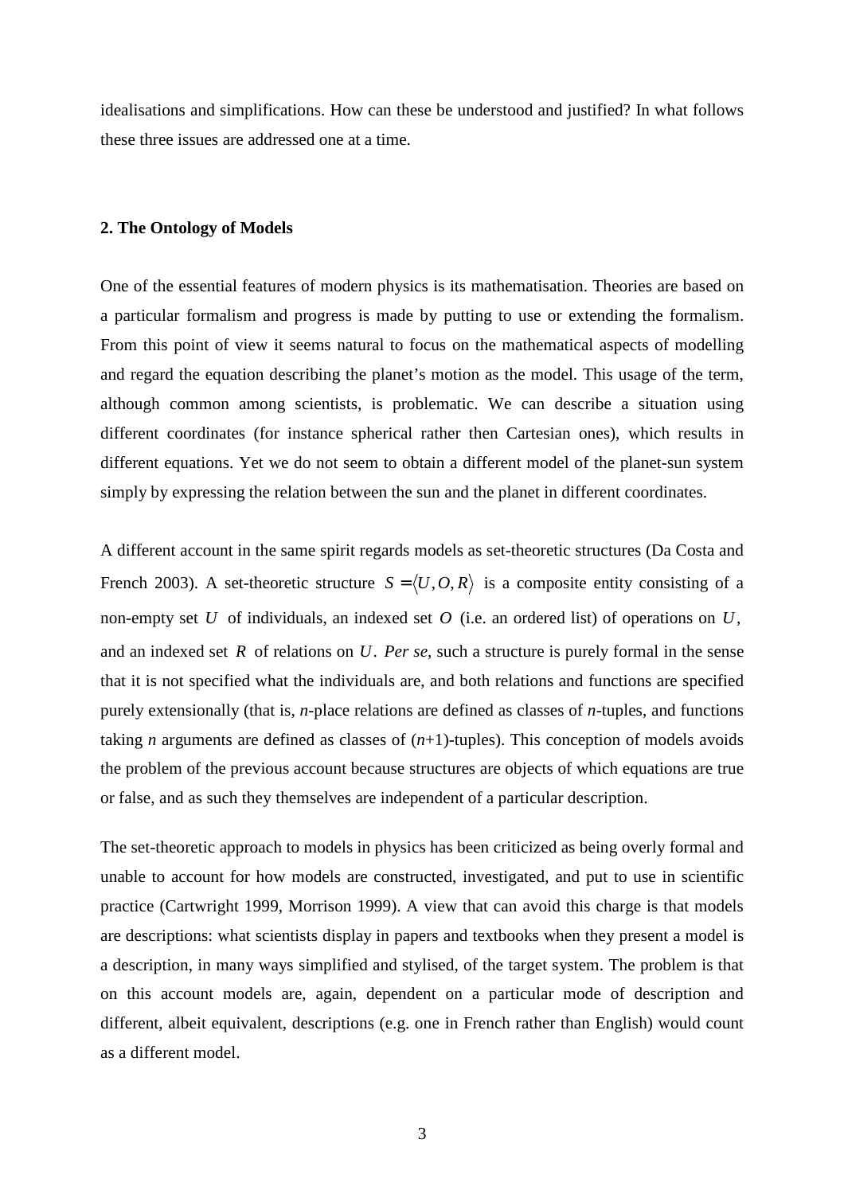idealisations and simplifications. How can these be understood and justified? In what follows these three issues are addressed one at a time.

## 2. The Ontology of Models

One of the essential features of modern physics is its mathematisation. Theories are based on a particular formalism and progress is made by putting to use or extending the formalism. From this point of view it seems natural to focus on the mathematical aspects of modelling and regard the equation describing the planet's motion as the model. This usage of the term, although common among scientists, is problematic. We can describe a situation using different coordinates (for instance spherical rather then Cartesian ones), which results in different equations. Yet we do not seem to obtain a different model of the planet-sun system simply by expressing the relation between the sun and the planet in different coordinates.

A different account in the same spirit regards models as set-theoretic structures (Da Costa and French 2003). A set-theoretic structure $S = \langle U, O, R \rangle$ is a composite entity consisting of a non-empty set $U$ of individuals, an indexed set $O$ (i.e. an ordered list) of operations on $U$, and an indexed set $R$ of relations on $U$. *Per se*, such a structure is purely formal in the sense that it is not specified what the individuals are, and both relations and functions are specified purely extensionally (that is, $n$-place relations are defined as classes of $n$-tuples, and functions taking $n$ arguments are defined as classes of $(n+1)$-tuples). This conception of models avoids the problem of the previous account because structures are objects of which equations are true or false, and as such they themselves are independent of a particular description.

The set-theoretic approach to models in physics has been criticized as being overly formal and unable to account for how models are constructed, investigated, and put to use in scientific practice (Cartwright 1999, Morrison 1999). A view that can avoid this charge is that models are descriptions: what scientists display in papers and textbooks when they present a model is a description, in many ways simplified and stylised, of the target system. The problem is that on this account models are, again, dependent on a particular mode of description and different, albeit equivalent, descriptions (e.g. one in French rather than English) would count as a different model.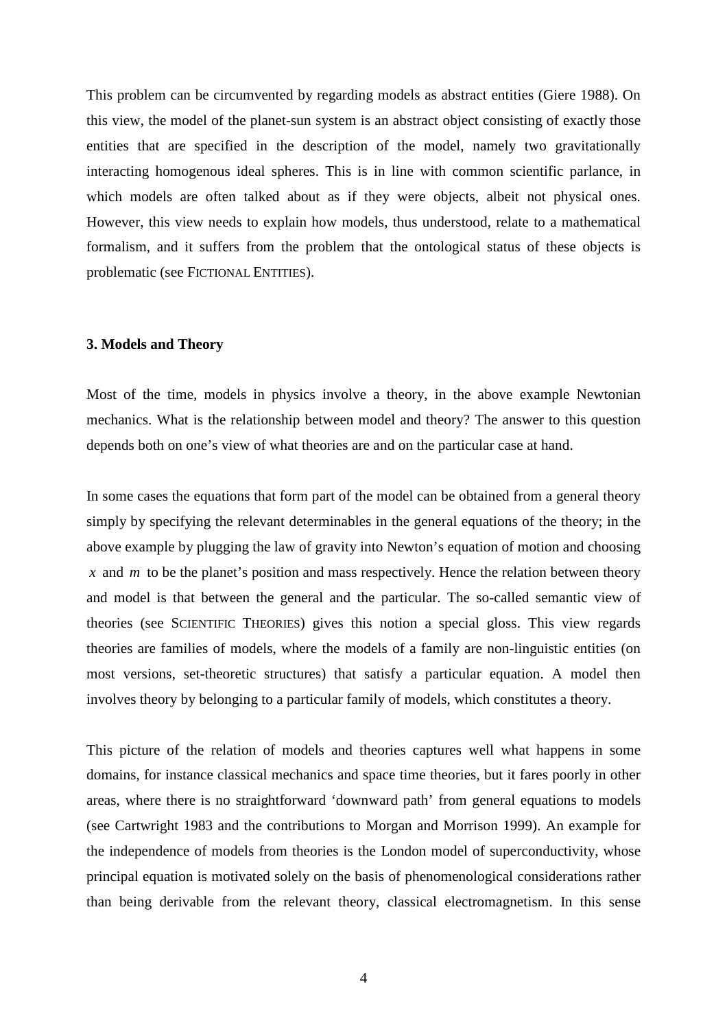This problem can be circumvented by regarding models as abstract entities (Giere 1988). On this view, the model of the planet-sun system is an abstract object consisting of exactly those entities that are specified in the description of the model, namely two gravitationally interacting homogenous ideal spheres. This is in line with common scientific parlance, in which models are often talked about as if they were objects, albeit not physical ones. However, this view needs to explain how models, thus understood, relate to a mathematical formalism, and it suffers from the problem that the ontological status of these objects is problematic (see FICTIONAL ENTITIES).

### 3. Models and Theory

Most of the time, models in physics involve a theory, in the above example Newtonian mechanics. What is the relationship between model and theory? The answer to this question depends both on one's view of what theories are and on the particular case at hand.

In some cases the equations that form part of the model can be obtained from a general theory simply by specifying the relevant determinables in the general equations of the theory; in the above example by plugging the law of gravity into Newton's equation of motion and choosing $x$ and $m$ to be the planet's position and mass respectively. Hence the relation between theory and model is that between the general and the particular. The so-called semantic view of theories (see SCIENTIFIC THEORIES) gives this notion a special gloss. This view regards theories are families of models, where the models of a family are non-linguistic entities (on most versions, set-theoretic structures) that satisfy a particular equation. A model then involves theory by belonging to a particular family of models, which constitutes a theory.

This picture of the relation of models and theories captures well what happens in some domains, for instance classical mechanics and space time theories, but it fares poorly in other areas, where there is no straightforward 'downward path' from general equations to models (see Cartwright 1983 and the contributions to Morgan and Morrison 1999). An example for the independence of models from theories is the London model of superconductivity, whose principal equation is motivated solely on the basis of phenomenological considerations rather than being derivable from the relevant theory, classical electromagnetism. In this sense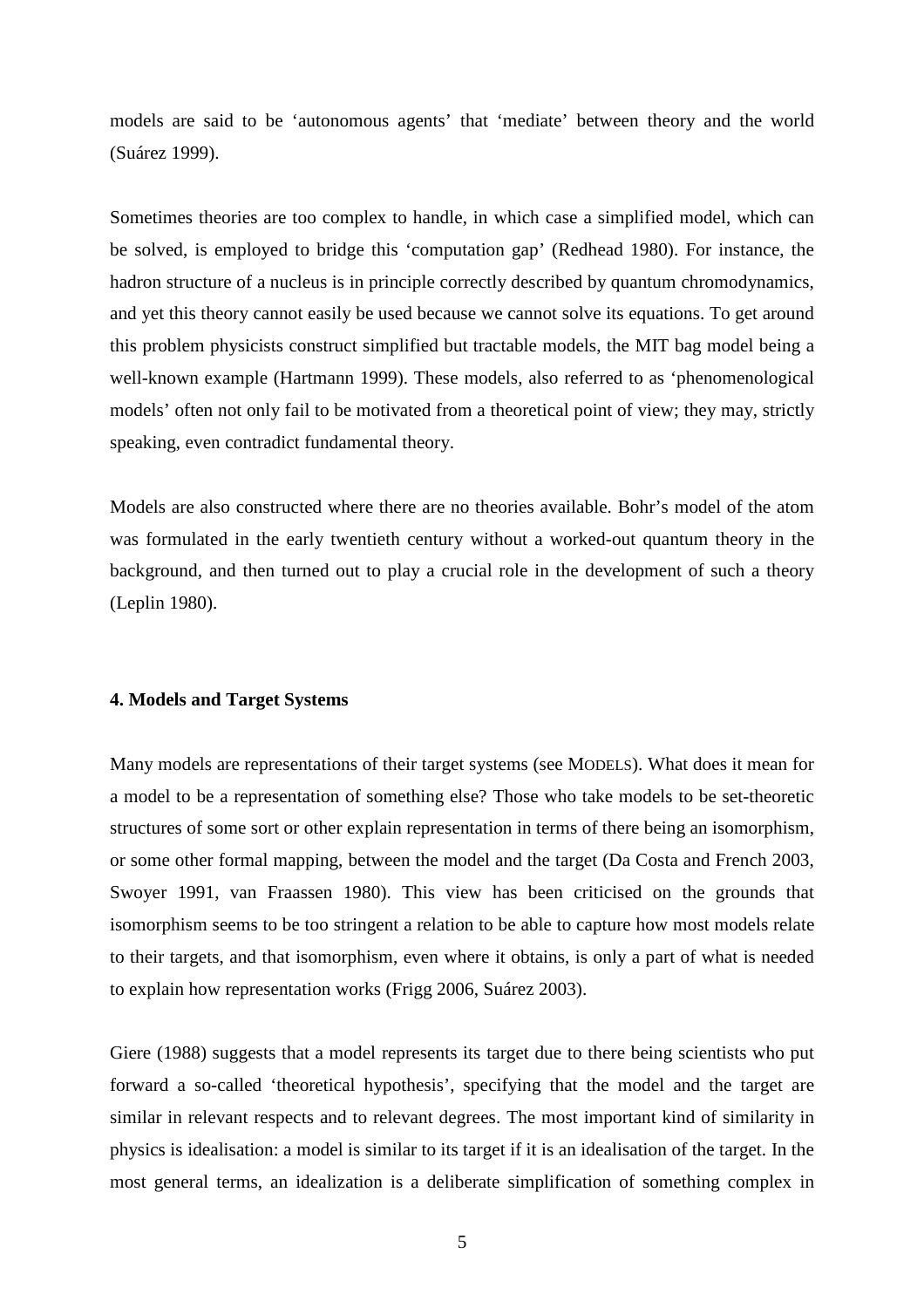models are said to be 'autonomous agents' that 'mediate' between theory and the world (Suárez 1999).

Sometimes theories are too complex to handle, in which case a simplified model, which can be solved, is employed to bridge this 'computation gap' (Redhead 1980). For instance, the hadron structure of a nucleus is in principle correctly described by quantum chromodynamics, and yet this theory cannot easily be used because we cannot solve its equations. To get around this problem physicists construct simplified but tractable models, the MIT bag model being a well-known example (Hartmann 1999). These models, also referred to as 'phenomenological models' often not only fail to be motivated from a theoretical point of view; they may, strictly speaking, even contradict fundamental theory.

Models are also constructed where there are no theories available. Bohr's model of the atom was formulated in the early twentieth century without a worked-out quantum theory in the background, and then turned out to play a crucial role in the development of such a theory (Leplin 1980).

#### 4. Models and Target Systems

Many models are representations of their target systems (see MODELS). What does it mean for a model to be a representation of something else? Those who take models to be set-theoretic structures of some sort or other explain representation in terms of there being an isomorphism, or some other formal mapping, between the model and the target (Da Costa and French 2003, Swoyer 1991, van Fraassen 1980). This view has been criticised on the grounds that isomorphism seems to be too stringent a relation to be able to capture how most models relate to their targets, and that isomorphism, even where it obtains, is only a part of what is needed to explain how representation works (Frigg 2006, Suárez 2003).

Giere (1988) suggests that a model represents its target due to there being scientists who put forward a so-called 'theoretical hypothesis', specifying that the model and the target are similar in relevant respects and to relevant degrees. The most important kind of similarity in physics is idealisation: a model is similar to its target if it is an idealisation of the target. In the most general terms, an idealization is a deliberate simplification of something complex in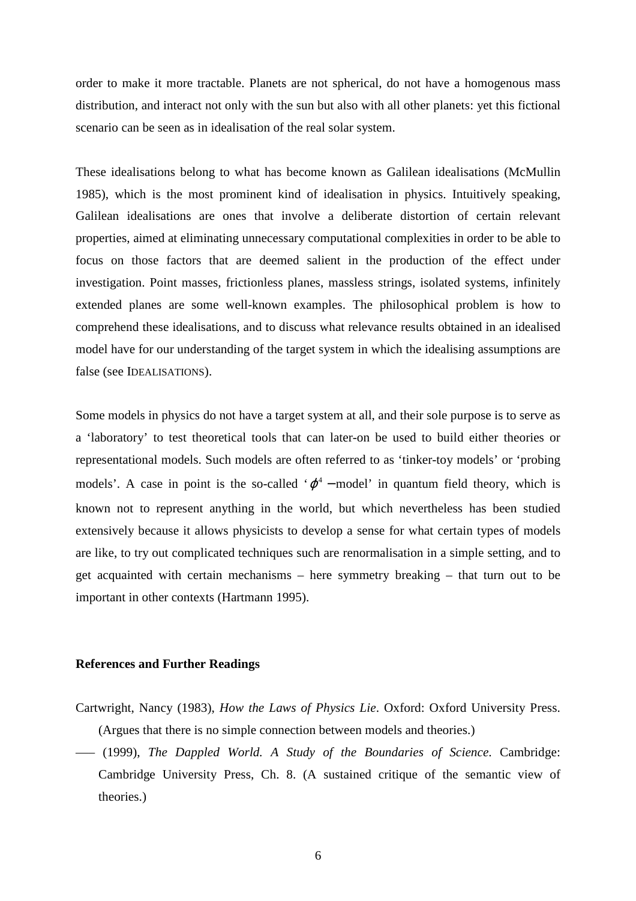order to make it more tractable. Planets are not spherical, do not have a homogenous mass distribution, and interact not only with the sun but also with all other planets: yet this fictional scenario can be seen as in idealisation of the real solar system.

These idealisations belong to what has become known as Galilean idealisations (McMullin 1985), which is the most prominent kind of idealisation in physics. Intuitively speaking, Galilean idealisations are ones that involve a deliberate distortion of certain relevant properties, aimed at eliminating unnecessary computational complexities in order to be able to focus on those factors that are deemed salient in the production of the effect under investigation. Point masses, frictionless planes, massless strings, isolated systems, infinitely extended planes are some well-known examples. The philosophical problem is how to comprehend these idealisations, and to discuss what relevance results obtained in an idealised model have for our understanding of the target system in which the idealising assumptions are false (see IDEALISATIONS).

Some models in physics do not have a target system at all, and their sole purpose is to serve as a 'laboratory' to test theoretical tools that can later-on be used to build either theories or representational models. Such models are often referred to as 'tinker-toy models' or 'probing models'. A case in point is the so-called '$\varphi^4$ −model' in quantum field theory, which is known not to represent anything in the world, but which nevertheless has been studied extensively because it allows physicists to develop a sense for what certain types of models are like, to try out complicated techniques such are renormalisation in a simple setting, and to get acquainted with certain mechanisms – here symmetry breaking – that turn out to be important in other contexts (Hartmann 1995).

**References and Further Readings**

Cartwright, Nancy (1983), *How the Laws of Physics Lie*. Oxford: Oxford University Press. (Argues that there is no simple connection between models and theories.)

––– (1999), *The Dappled World. A Study of the Boundaries of Science*. Cambridge: Cambridge University Press, Ch. 8. (A sustained critique of the semantic view of theories.)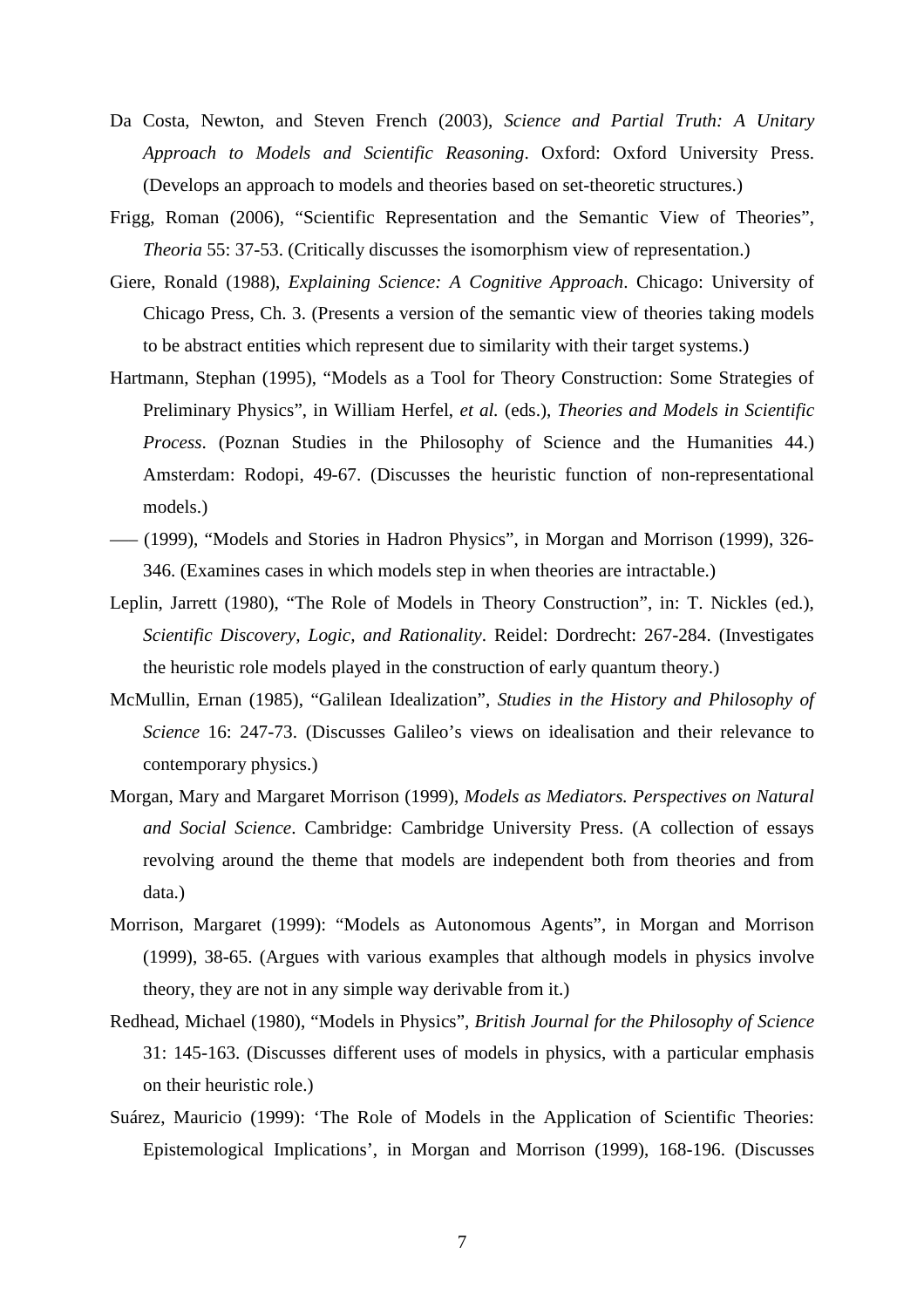Da Costa, Newton, and Steven French (2003), *Science and Partial Truth: A Unitary Approach to Models and Scientific Reasoning*. Oxford: Oxford University Press. (Develops an approach to models and theories based on set-theoretic structures.)

Frigg, Roman (2006), "Scientific Representation and the Semantic View of Theories", *Theoria* 55: 37-53. (Critically discusses the isomorphism view of representation.)

Giere, Ronald (1988), *Explaining Science: A Cognitive Approach*. Chicago: University of Chicago Press, Ch. 3. (Presents a version of the semantic view of theories taking models to be abstract entities which represent due to similarity with their target systems.)

Hartmann, Stephan (1995), "Models as a Tool for Theory Construction: Some Strategies of Preliminary Physics", in William Herfel, *et al.* (eds.), *Theories and Models in Scientific Process*. (Poznan Studies in the Philosophy of Science and the Humanities 44.) Amsterdam: Rodopi, 49-67. (Discusses the heuristic function of non-representational models.)

––– (1999), "Models and Stories in Hadron Physics", in Morgan and Morrison (1999), 326-346. (Examines cases in which models step in when theories are intractable.)

Leplin, Jarrett (1980), "The Role of Models in Theory Construction", in: T. Nickles (ed.), *Scientific Discovery, Logic, and Rationality*. Reidel: Dordrecht: 267-284. (Investigates the heuristic role models played in the construction of early quantum theory.)

McMullin, Ernan (1985), "Galilean Idealization", *Studies in the History and Philosophy of Science* 16: 247-73. (Discusses Galileo's views on idealisation and their relevance to contemporary physics.)

Morgan, Mary and Margaret Morrison (1999), *Models as Mediators. Perspectives on Natural and Social Science*. Cambridge: Cambridge University Press. (A collection of essays revolving around the theme that models are independent both from theories and from data.)

Morrison, Margaret (1999): "Models as Autonomous Agents", in Morgan and Morrison (1999), 38-65. (Argues with various examples that although models in physics involve theory, they are not in any simple way derivable from it.)

Redhead, Michael (1980), "Models in Physics", *British Journal for the Philosophy of Science* 31: 145-163. (Discusses different uses of models in physics, with a particular emphasis on their heuristic role.)

Suárez, Mauricio (1999): 'The Role of Models in the Application of Scientific Theories: Epistemological Implications', in Morgan and Morrison (1999), 168-196. (Discusses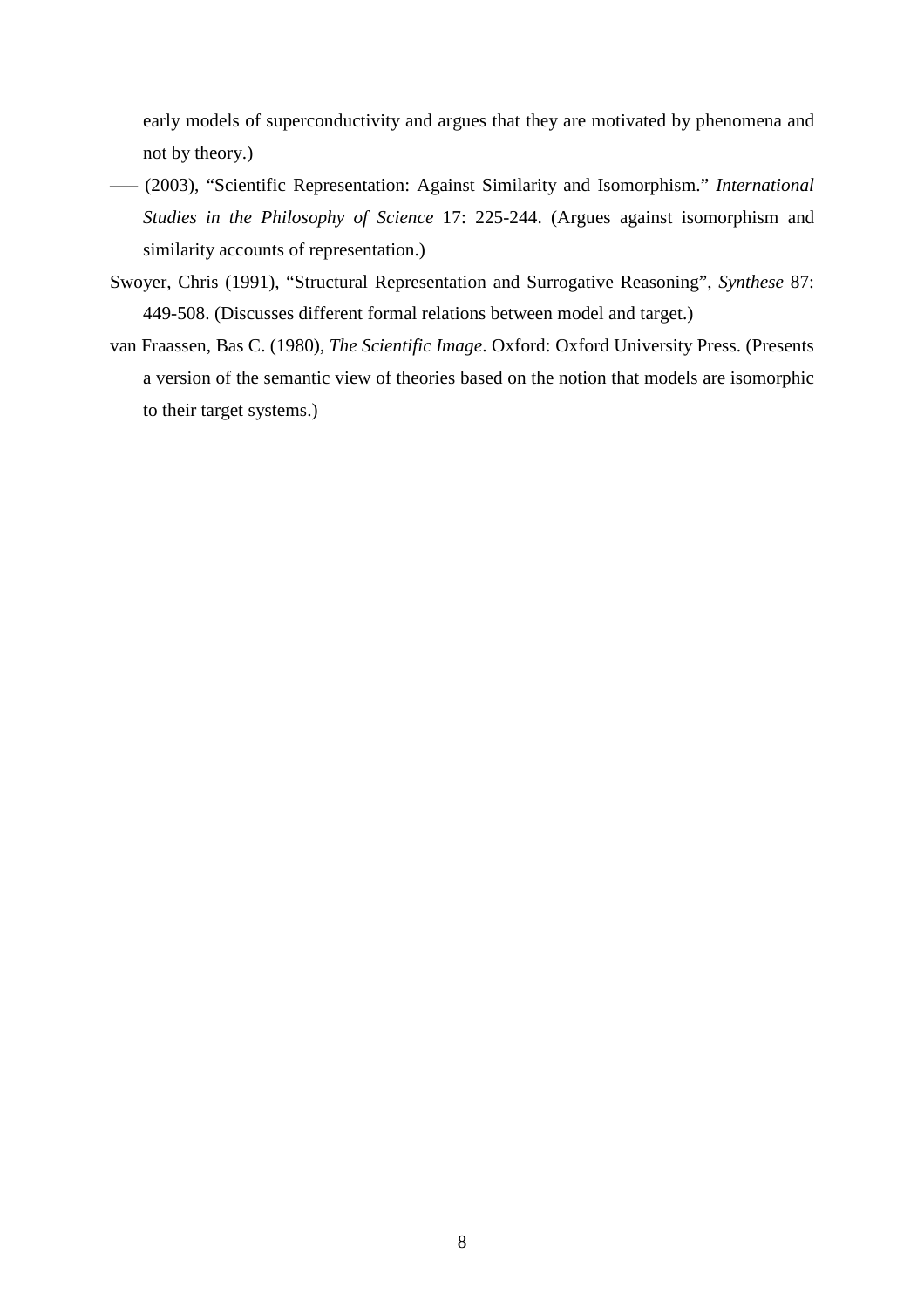early models of superconductivity and argues that they are motivated by phenomena and not by theory.)

––– (2003), "Scientific Representation: Against Similarity and Isomorphism." *International Studies in the Philosophy of Science* 17: 225-244. (Argues against isomorphism and similarity accounts of representation.)

Swoyer, Chris (1991), "Structural Representation and Surrogative Reasoning", *Synthese* 87: 449-508. (Discusses different formal relations between model and target.)

van Fraassen, Bas C. (1980), *The Scientific Image*. Oxford: Oxford University Press. (Presents a version of the semantic view of theories based on the notion that models are isomorphic to their target systems.)